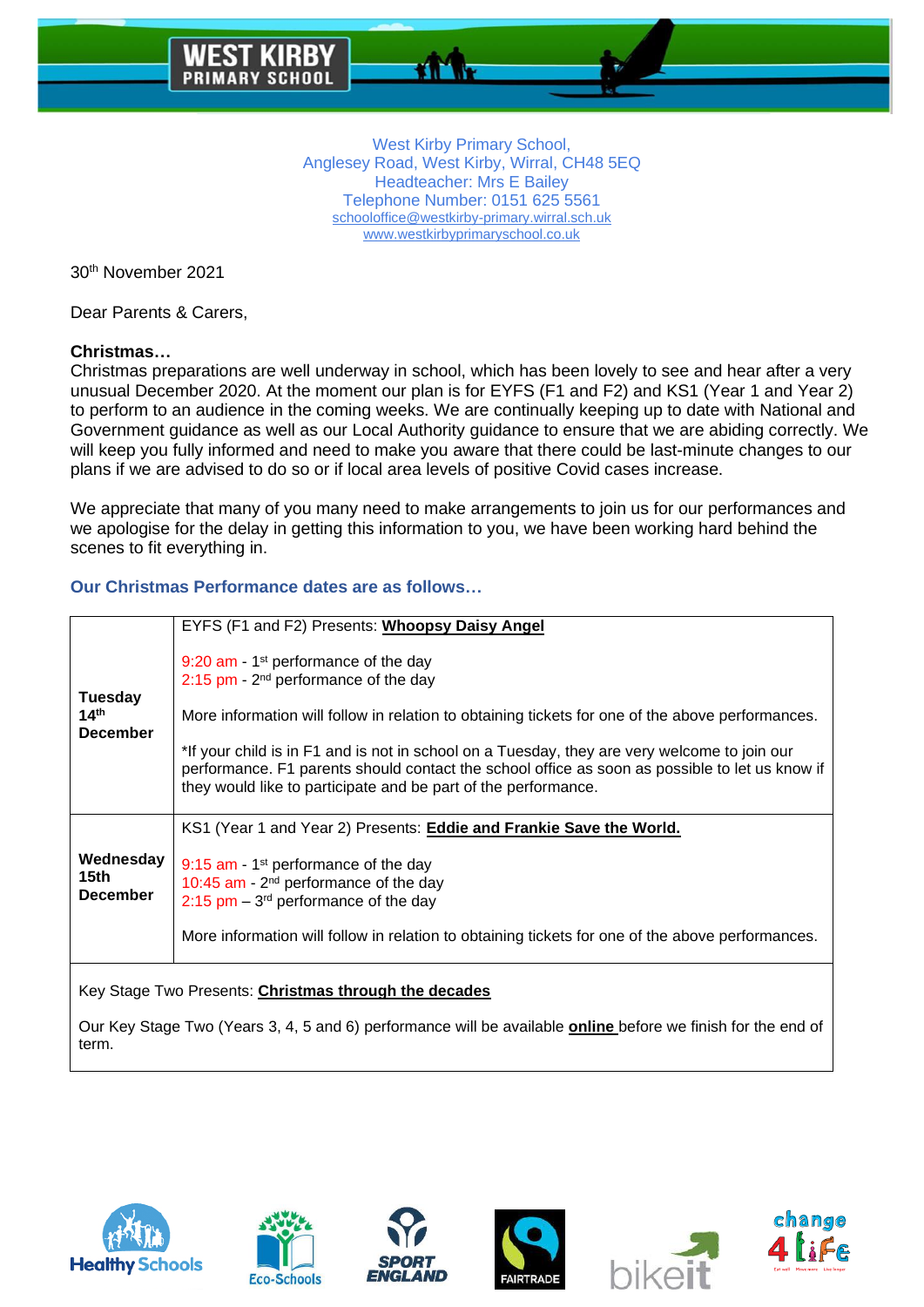West Kirby Primary School,
Anglesey Road, West Kirby, Wirral, CH48 5EQ
Headteacher: Mrs E Bailey
Telephone Number: 0151 625 5561
schooloffice@westkirby-primary.wirral.sch.uk
www.westkirbyprimaryschool.co.uk

30th November 2021

Dear Parents & Carers,

**Christmas…**
Christmas preparations are well underway in school, which has been lovely to see and hear after a very unusual December 2020. At the moment our plan is for EYFS (F1 and F2) and KS1 (Year 1 and Year 2) to perform to an audience in the coming weeks. We are continually keeping up to date with National and Government guidance as well as our Local Authority guidance to ensure that we are abiding correctly. We will keep you fully informed and need to make you aware that there could be last-minute changes to our plans if we are advised to do so or if local area levels of positive Covid cases increase.

We appreciate that many of you many need to make arrangements to join us for our performances and we apologise for the delay in getting this information to you, we have been working hard behind the scenes to fit everything in.

**Our Christmas Performance dates are as follows…**

| | |
|---|---|
| **Tuesday 14th December** | EYFS (F1 and F2) Presents: **Whoopsy Daisy Angel**<br><br>9:20 am - 1st performance of the day<br>2:15 pm - 2nd performance of the day<br><br>More information will follow in relation to obtaining tickets for one of the above performances.<br><br>*If your child is in F1 and is not in school on a Tuesday, they are very welcome to join our performance. F1 parents should contact the school office as soon as possible to let us know if they would like to participate and be part of the performance. |
| **Wednesday 15th December** | KS1 (Year 1 and Year 2) Presents: **Eddie and Frankie Save the World.**<br><br>9:15 am - 1st performance of the day<br>10:45 am - 2nd performance of the day<br>2:15 pm – 3rd performance of the day<br><br>More information will follow in relation to obtaining tickets for one of the above performances. |
| Key Stage Two Presents: **Christmas through the decades**<br><br>Our Key Stage Two (Years 3, 4, 5 and 6) performance will be available **online** before we finish for the end of term. | |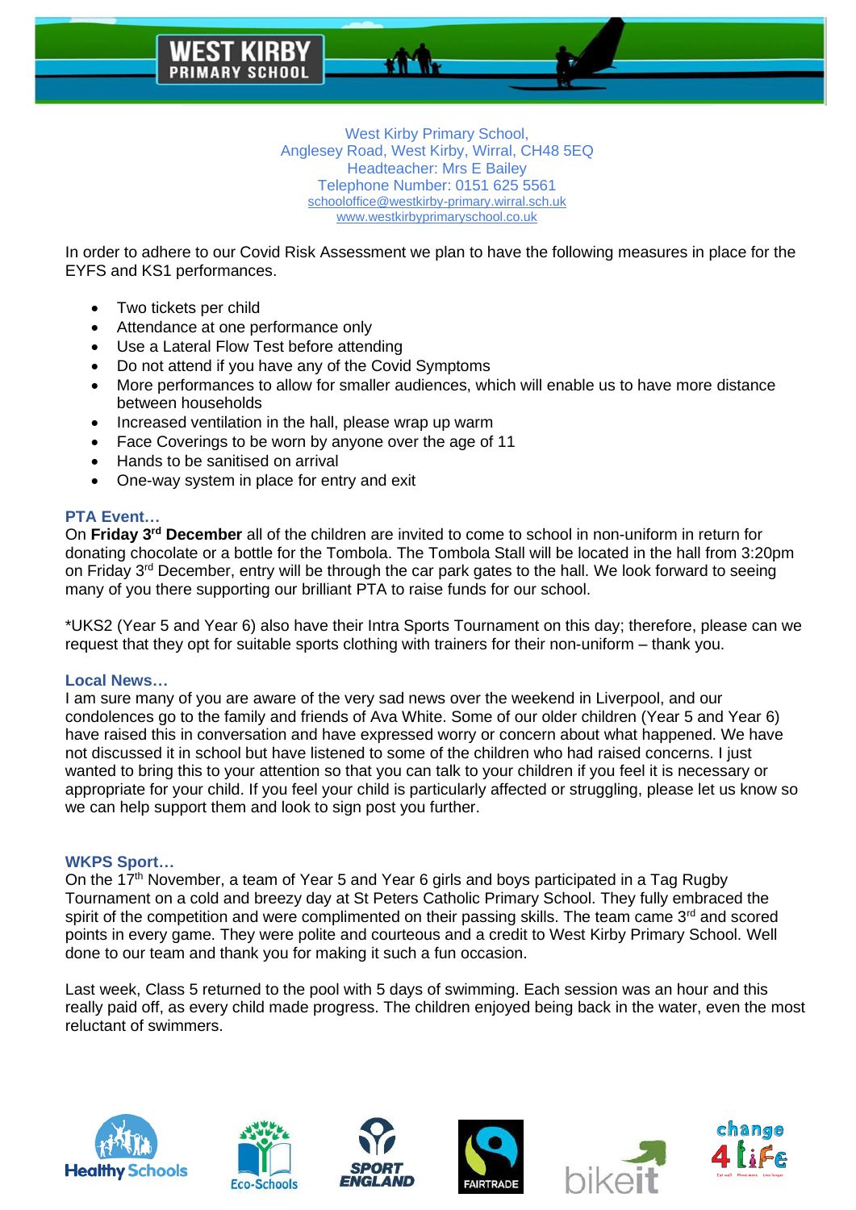West Kirby Primary School,
Anglesey Road, West Kirby, Wirral, CH48 5EQ
Headteacher: Mrs E Bailey
Telephone Number: 0151 625 5561
schooloffice@westkirby-primary.wirral.sch.uk
www.westkirbyprimaryschool.co.uk

In order to adhere to our Covid Risk Assessment we plan to have the following measures in place for the EYFS and KS1 performances.

- Two tickets per child
- Attendance at one performance only
- Use a Lateral Flow Test before attending
- Do not attend if you have any of the Covid Symptoms
- More performances to allow for smaller audiences, which will enable us to have more distance between households
- Increased ventilation in the hall, please wrap up warm
- Face Coverings to be worn by anyone over the age of 11
- Hands to be sanitised on arrival
- One-way system in place for entry and exit

### PTA Event…

On **Friday 3rd December** all of the children are invited to come to school in non-uniform in return for donating chocolate or a bottle for the Tombola. The Tombola Stall will be located in the hall from 3:20pm on Friday 3rd December, entry will be through the car park gates to the hall. We look forward to seeing many of you there supporting our brilliant PTA to raise funds for our school.

*UKS2 (Year 5 and Year 6) also have their Intra Sports Tournament on this day; therefore, please can we request that they opt for suitable sports clothing with trainers for their non-uniform – thank you.

### Local News…

I am sure many of you are aware of the very sad news over the weekend in Liverpool, and our condolences go to the family and friends of Ava White. Some of our older children (Year 5 and Year 6) have raised this in conversation and have expressed worry or concern about what happened. We have not discussed it in school but have listened to some of the children who had raised concerns. I just wanted to bring this to your attention so that you can talk to your children if you feel it is necessary or appropriate for your child. If you feel your child is particularly affected or struggling, please let us know so we can help support them and look to sign post you further.

### WKPS Sport…

On the 17th November, a team of Year 5 and Year 6 girls and boys participated in a Tag Rugby Tournament on a cold and breezy day at St Peters Catholic Primary School. They fully embraced the spirit of the competition and were complimented on their passing skills. The team came 3rd and scored points in every game. They were polite and courteous and a credit to West Kirby Primary School. Well done to our team and thank you for making it such a fun occasion.

Last week, Class 5 returned to the pool with 5 days of swimming. Each session was an hour and this really paid off, as every child made progress. The children enjoyed being back in the water, even the most reluctant of swimmers.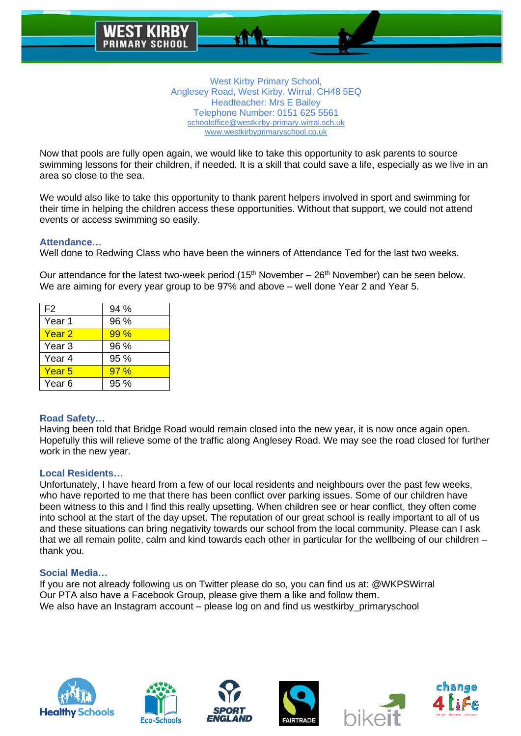West Kirby Primary School,
Anglesey Road, West Kirby, Wirral, CH48 5EQ
Headteacher: Mrs E Bailey
Telephone Number: 0151 625 5561
schooloffice@westkirby-primary.wirral.sch.uk
www.westkirbyprimaryschool.co.uk

Now that pools are fully open again, we would like to take this opportunity to ask parents to source swimming lessons for their children, if needed. It is a skill that could save a life, especially as we live in an area so close to the sea.

We would also like to take this opportunity to thank parent helpers involved in sport and swimming for their time in helping the children access these opportunities. Without that support, we could not attend events or access swimming so easily.

### Attendance…

Well done to Redwing Class who have been the winners of Attendance Ted for the last two weeks.

Our attendance for the latest two-week period (15th November – 26th November) can be seen below. We are aiming for every year group to be 97% and above – well done Year 2 and Year 5.

| F2 | 94 % |
|---|---|
| Year 1 | 96 % |
| Year 2 | 99 % |
| Year 3 | 96 % |
| Year 4 | 95 % |
| Year 5 | 97 % |
| Year 6 | 95 % |

### Road Safety…

Having been told that Bridge Road would remain closed into the new year, it is now once again open. Hopefully this will relieve some of the traffic along Anglesey Road. We may see the road closed for further work in the new year.

### Local Residents…

Unfortunately, I have heard from a few of our local residents and neighbours over the past few weeks, who have reported to me that there has been conflict over parking issues. Some of our children have been witness to this and I find this really upsetting. When children see or hear conflict, they often come into school at the start of the day upset. The reputation of our great school is really important to all of us and these situations can bring negativity towards our school from the local community. Please can I ask that we all remain polite, calm and kind towards each other in particular for the wellbeing of our children – thank you.

### Social Media…

If you are not already following us on Twitter please do so, you can find us at: @WKPSWirral
Our PTA also have a Facebook Group, please give them a like and follow them.
We also have an Instagram account – please log on and find us westkirby_primaryschool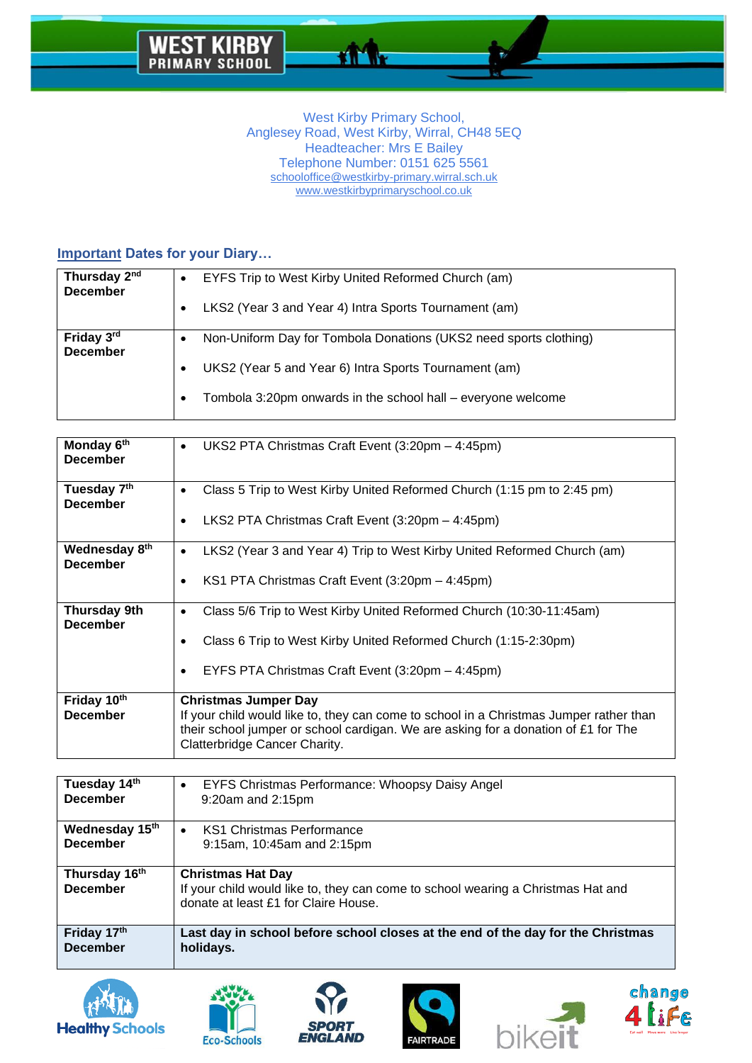West Kirby Primary School,
Anglesey Road, West Kirby, Wirral, CH48 5EQ
Headteacher: Mrs E Bailey
Telephone Number: 0151 625 5561
schooloffice@westkirby-primary.wirral.sch.uk
www.westkirbyprimaryschool.co.uk

## Important Dates for your Diary…

| Date | Event |
|---|---|
| **Thursday 2nd December** | • EYFS Trip to West Kirby United Reformed Church (am) <br> • LKS2 (Year 3 and Year 4) Intra Sports Tournament (am) |
| **Friday 3rd December** | • Non-Uniform Day for Tombola Donations (UKS2 need sports clothing) <br> • UKS2 (Year 5 and Year 6) Intra Sports Tournament (am) <br> • Tombola 3:20pm onwards in the school hall – everyone welcome |

| Date | Event |
|---|---|
| **Monday 6th December** | • UKS2 PTA Christmas Craft Event (3:20pm – 4:45pm) |
| **Tuesday 7th December** | • Class 5 Trip to West Kirby United Reformed Church (1:15 pm to 2:45 pm) <br> • LKS2 PTA Christmas Craft Event (3:20pm – 4:45pm) |
| **Wednesday 8th December** | • LKS2 (Year 3 and Year 4) Trip to West Kirby United Reformed Church (am) <br> • KS1 PTA Christmas Craft Event (3:20pm – 4:45pm) |
| **Thursday 9th December** | • Class 5/6 Trip to West Kirby United Reformed Church (10:30-11:45am) <br> • Class 6 Trip to West Kirby United Reformed Church (1:15-2:30pm) <br> • EYFS PTA Christmas Craft Event (3:20pm – 4:45pm) |
| **Friday 10th December** | **Christmas Jumper Day** <br> If your child would like to, they can come to school in a Christmas Jumper rather than their school jumper or school cardigan. We are asking for a donation of £1 for The Clatterbridge Cancer Charity. |

| Date | Event |
|---|---|
| **Tuesday 14th December** | • EYFS Christmas Performance: Whoopsy Daisy Angel <br> 9:20am and 2:15pm |
| **Wednesday 15th December** | • KS1 Christmas Performance <br> 9:15am, 10:45am and 2:15pm |
| **Thursday 16th December** | **Christmas Hat Day** <br> If your child would like to, they can come to school wearing a Christmas Hat and donate at least £1 for Claire House. |
| **Friday 17th December** | **Last day in school before school closes at the end of the day for the Christmas holidays.** |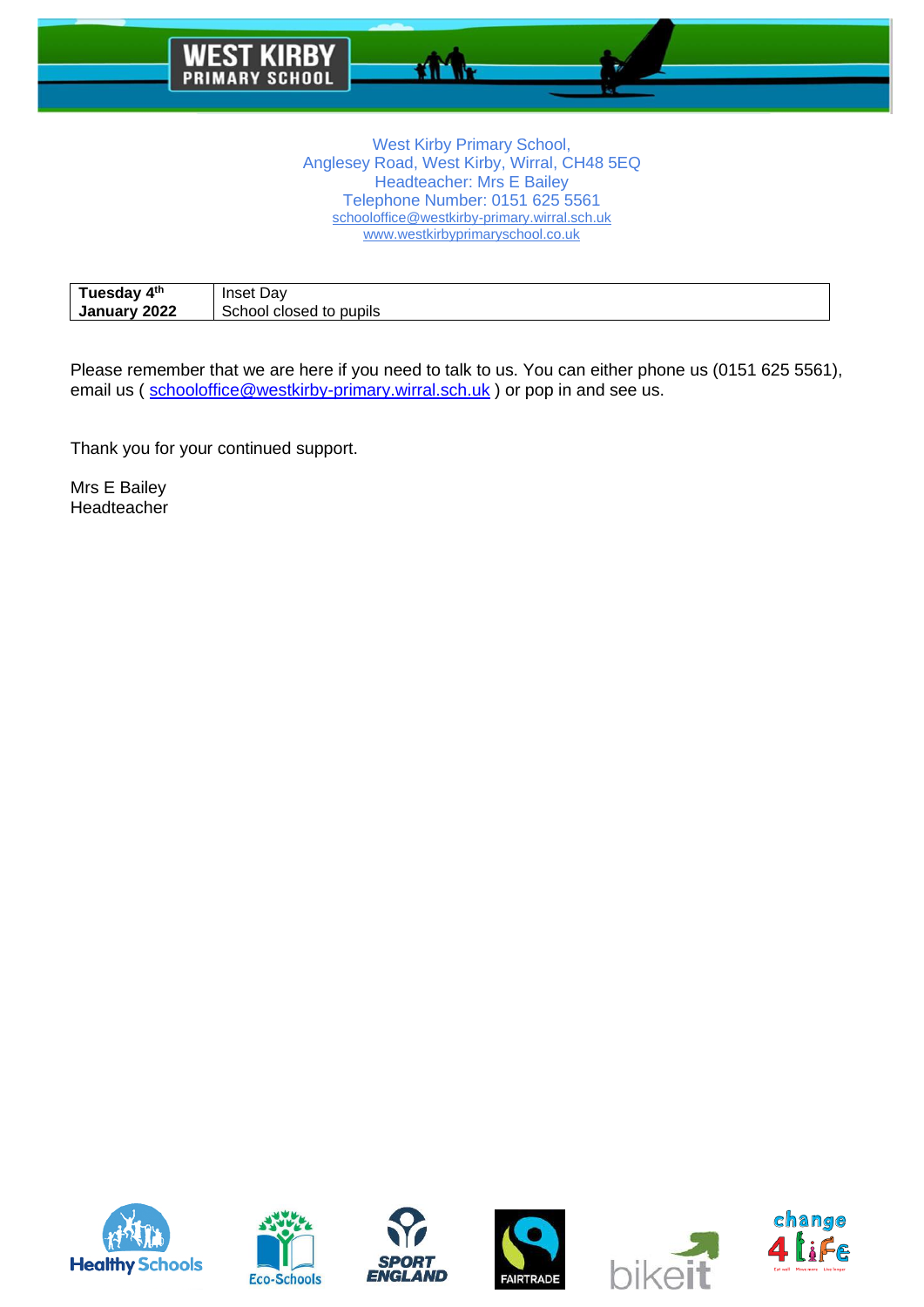West Kirby Primary School,
Anglesey Road, West Kirby, Wirral, CH48 5EQ
Headteacher: Mrs E Bailey
Telephone Number: 0151 625 5561
schooloffice@westkirby-primary.wirral.sch.uk
www.westkirbyprimaryschool.co.uk

| | |
|---|---|
| **Tuesday 4th January 2022** | Inset Day<br>School closed to pupils |

Please remember that we are here if you need to talk to us. You can either phone us (0151 625 5561), email us ( schooloffice@westkirby-primary.wirral.sch.uk ) or pop in and see us.

Thank you for your continued support.

Mrs E Bailey
Headteacher